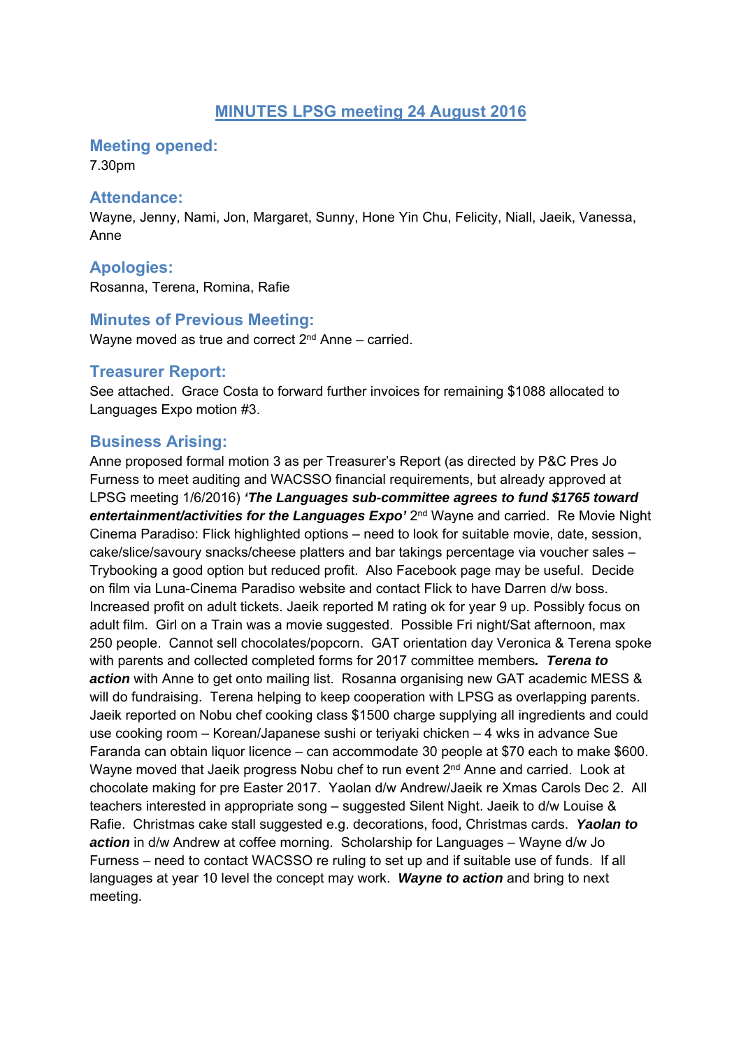# MINUTES LPSG meeting 24 August 2016

## Meeting opened:

7.30pm

## Attendance:

Wayne, Jenny, Nami, Jon, Margaret, Sunny, Hone Yin Chu, Felicity, Niall, Jaeik, Vanessa, Anne

## Apologies:

Rosanna, Terena, Romina, Rafie

## Minutes of Previous Meeting:

Wayne moved as true and correct 2nd Anne – carried.

## Treasurer Report:

See attached. Grace Costa to forward further invoices for remaining $1088 allocated to Languages Expo motion #3.

## Business Arising:

Anne proposed formal motion 3 as per Treasurer's Report (as directed by P&C Pres Jo Furness to meet auditing and WACSSO financial requirements, but already approved at LPSG meeting 1/6/2016) ***'The Languages sub-committee agrees to fund $1765 toward entertainment/activities for the Languages Expo'*** 2nd Wayne and carried. Re Movie Night Cinema Paradiso: Flick highlighted options – need to look for suitable movie, date, session, cake/slice/savoury snacks/cheese platters and bar takings percentage via voucher sales – Trybooking a good option but reduced profit. Also Facebook page may be useful. Decide on film via Luna-Cinema Paradiso website and contact Flick to have Darren d/w boss. Increased profit on adult tickets. Jaeik reported M rating ok for year 9 up. Possibly focus on adult film. Girl on a Train was a movie suggested. Possible Fri night/Sat afternoon, max 250 people. Cannot sell chocolates/popcorn. GAT orientation day Veronica & Terena spoke with parents and collected completed forms for 2017 committee members***. Terena to action*** with Anne to get onto mailing list. Rosanna organising new GAT academic MESS & will do fundraising. Terena helping to keep cooperation with LPSG as overlapping parents. Jaeik reported on Nobu chef cooking class $1500 charge supplying all ingredients and could use cooking room – Korean/Japanese sushi or teriyaki chicken – 4 wks in advance Sue Faranda can obtain liquor licence – can accommodate 30 people at $70 each to make $600. Wayne moved that Jaeik progress Nobu chef to run event 2nd Anne and carried. Look at chocolate making for pre Easter 2017. Yaolan d/w Andrew/Jaeik re Xmas Carols Dec 2. All teachers interested in appropriate song – suggested Silent Night. Jaeik to d/w Louise & Rafie. Christmas cake stall suggested e.g. decorations, food, Christmas cards. ***Yaolan to action*** in d/w Andrew at coffee morning. Scholarship for Languages – Wayne d/w Jo Furness – need to contact WACSSO re ruling to set up and if suitable use of funds. If all languages at year 10 level the concept may work. ***Wayne to action*** and bring to next meeting.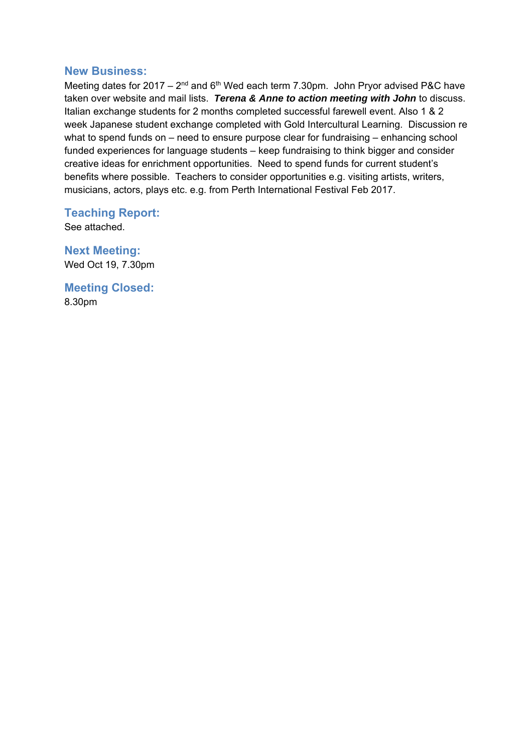## New Business:

Meeting dates for 2017 – 2nd and 6th Wed each term 7.30pm. John Pryor advised P&C have taken over website and mail lists. ***Terena & Anne to action meeting with John*** to discuss. Italian exchange students for 2 months completed successful farewell event. Also 1 & 2 week Japanese student exchange completed with Gold Intercultural Learning. Discussion re what to spend funds on – need to ensure purpose clear for fundraising – enhancing school funded experiences for language students – keep fundraising to think bigger and consider creative ideas for enrichment opportunities. Need to spend funds for current student's benefits where possible. Teachers to consider opportunities e.g. visiting artists, writers, musicians, actors, plays etc. e.g. from Perth International Festival Feb 2017.

## Teaching Report:

See attached.

## Next Meeting:

Wed Oct 19, 7.30pm

## Meeting Closed:

8.30pm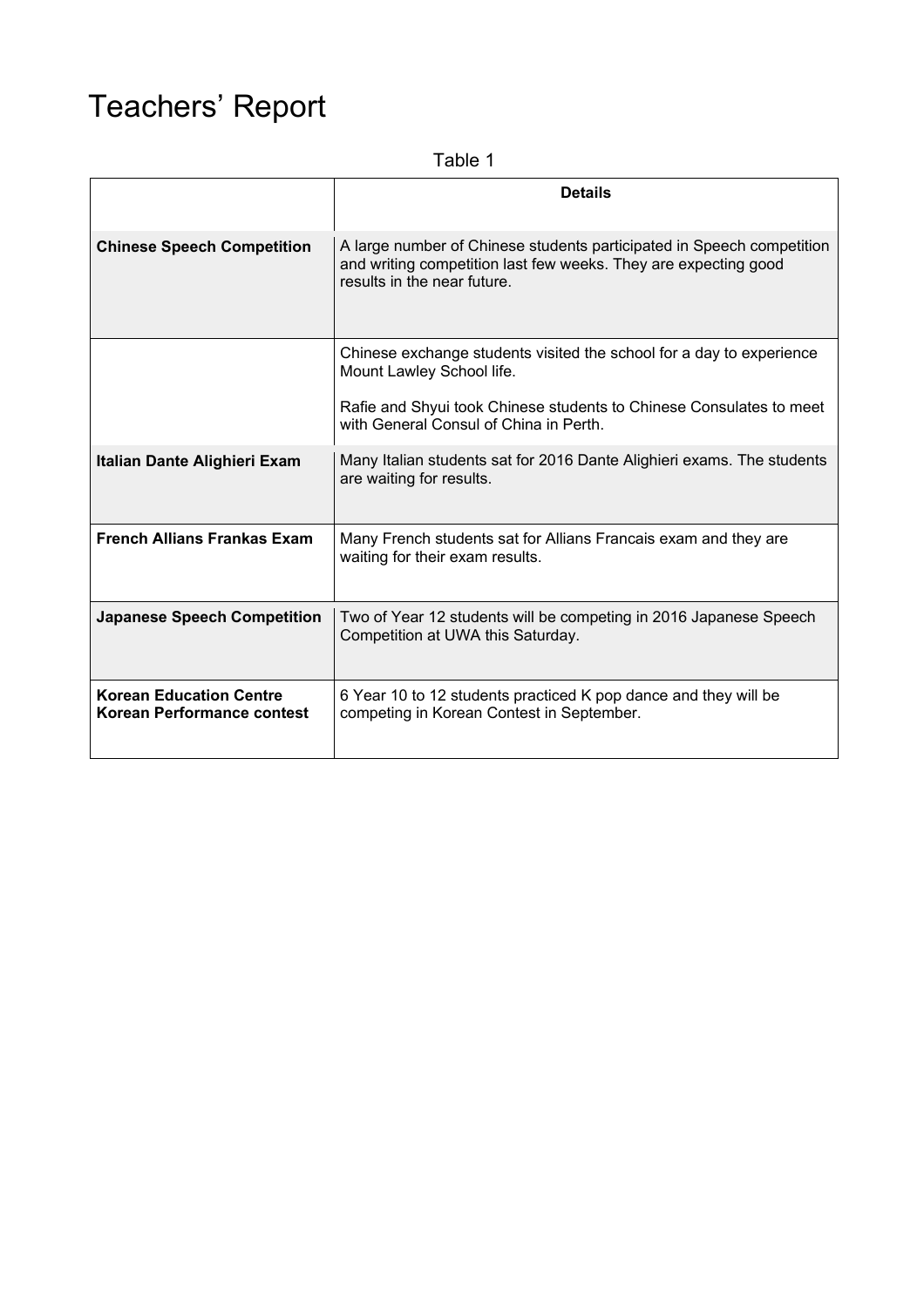# Teachers' Report

Table 1

| | **Details** |
|---|---|
| **Chinese Speech Competition** | A large number of Chinese students participated in Speech competition and writing competition last few weeks. They are expecting good results in the near future. |
| | Chinese exchange students visited the school for a day to experience Mount Lawley School life.<br><br>Rafie and Shyui took Chinese students to Chinese Consulates to meet with General Consul of China in Perth. |
| **Italian Dante Alighieri Exam** | Many Italian students sat for 2016 Dante Alighieri exams. The students are waiting for results. |
| **French Allians Frankas Exam** | Many French students sat for Allians Francais exam and they are waiting for their exam results. |
| **Japanese Speech Competition** | Two of Year 12 students will be competing in 2016 Japanese Speech Competition at UWA this Saturday. |
| **Korean Education Centre Korean Performance contest** | 6 Year 10 to 12 students practiced K pop dance and they will be competing in Korean Contest in September. |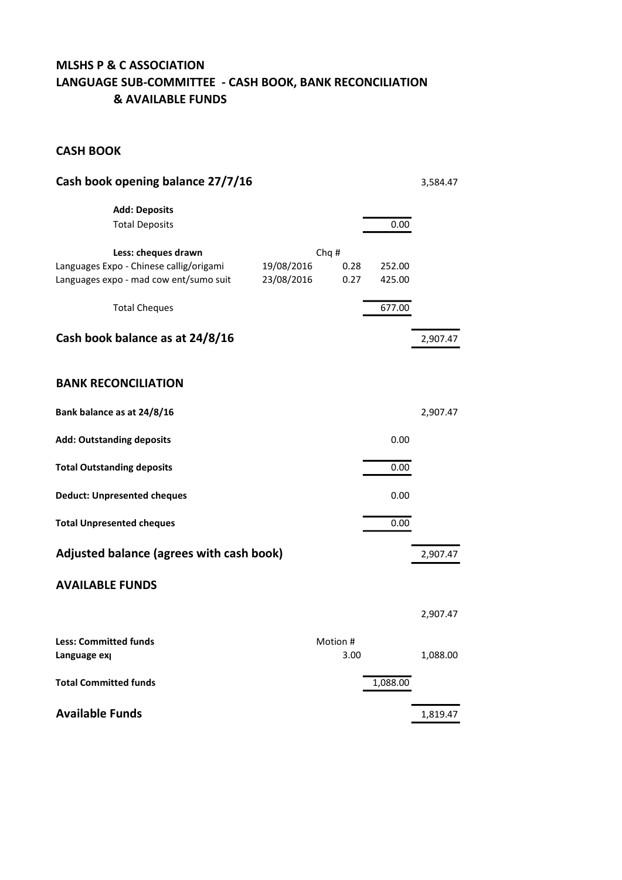**MLSHS P & C ASSOCIATION**
**LANGUAGE SUB-COMMITTEE - CASH BOOK, BANK RECONCILIATION & AVAILABLE FUNDS**

## CASH BOOK

| | | | | |
|---|---|---|---|---|
| **Cash book opening balance 27/7/16** | | | | 3,584.47 |
| **Add: Deposits** | | | | |
| Total Deposits | | | 0.00 | |
| **Less: cheques drawn** | | Chq # | | |
| Languages Expo - Chinese callig/origami | 19/08/2016 | 0.28 | 252.00 | |
| Languages expo - mad cow ent/sumo suit | 23/08/2016 | 0.27 | 425.00 | |
| Total Cheques | | | 677.00 | |
| **Cash book balance as at 24/8/16** | | | | 2,907.47 |

## BANK RECONCILIATION

| | | |
|---|---|---|
| **Bank balance as at 24/8/16** | | 2,907.47 |
| **Add: Outstanding deposits** | 0.00 | |
| **Total Outstanding deposits** | 0.00 | |
| **Deduct: Unpresented cheques** | 0.00 | |
| **Total Unpresented cheques** | 0.00 | |
| **Adjusted balance (agrees with cash book)** | | 2,907.47 |

## AVAILABLE FUNDS

| | | | |
|---|---|---|---|
| | | | 2,907.47 |
| **Less: Committed funds** | Motion # | | |
| **Language exp** | 3.00 | | 1,088.00 |
| **Total Committed funds** | | 1,088.00 | |
| **Available Funds** | | | 1,819.47 |